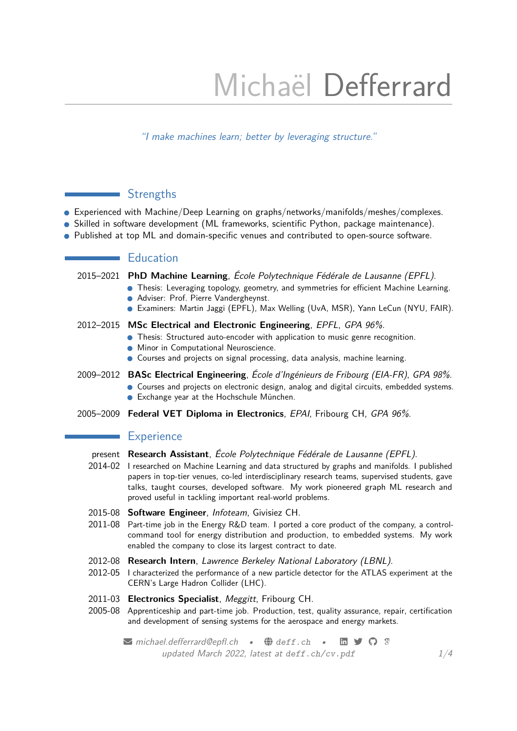# Michaël Defferrard

*"I make machines learn; better by leveraging structure."*

## Strengths

- Experienced with Machine/Deep Learning on graphs/networks/manifolds/meshes/complexes.
- Skilled in software development (ML frameworks, scientific Python, package maintenance).
- Published at top ML and domain-specific venues and contributed to open-source software.

## Education

**2015–2021** **PhD Machine Learning**, *École Polytechnique Fédérale de Lausanne (EPFL)*.
- Thesis: Leveraging topology, geometry, and symmetries for efficient Machine Learning.
- Adviser: Prof. Pierre Vandergheynst.
- Examiners: Martin Jaggi (EPFL), Max Welling (UvA, MSR), Yann LeCun (NYU, FAIR).

**2012–2015** **MSc Electrical and Electronic Engineering**, *EPFL*, *GPA 96%*.
- Thesis: Structured auto-encoder with application to music genre recognition.
- Minor in Computational Neuroscience.
- Courses and projects on signal processing, data analysis, machine learning.

**2009–2012** **BASc Electrical Engineering**, *École d'Ingénieurs de Fribourg (EIA-FR)*, *GPA 98%*.
- Courses and projects on electronic design, analog and digital circuits, embedded systems.
- Exchange year at the Hochschule München.

**2005–2009** **Federal VET Diploma in Electronics**, *EPAI*, Fribourg CH, *GPA 96%*.

## Experience

**present – 2014-02** **Research Assistant**, *École Polytechnique Fédérale de Lausanne (EPFL)*.
I researched on Machine Learning and data structured by graphs and manifolds. I published papers in top-tier venues, co-led interdisciplinary research teams, supervised students, gave talks, taught courses, developed software. My work pioneered graph ML research and proved useful in tackling important real-world problems.

**2015-08 – 2011-08** **Software Engineer**, *Infoteam*, Givisiez CH.
Part-time job in the Energy R&D team. I ported a core product of the company, a control-command tool for energy distribution and production, to embedded systems. My work enabled the company to close its largest contract to date.

**2012-08 – 2012-05** **Research Intern**, *Lawrence Berkeley National Laboratory (LBNL)*.
I characterized the performance of a new particle detector for the ATLAS experiment at the CERN's Large Hadron Collider (LHC).

**2011-03 – 2005-08** **Electronics Specialist**, *Meggitt*, Fribourg CH.
Apprenticeship and part-time job. Production, test, quality assurance, repair, certification and development of sensing systems for the aerospace and energy markets.

michael.defferrard@epfl.ch • deff.ch •
updated March 2022, latest at deff.ch/cv.pdf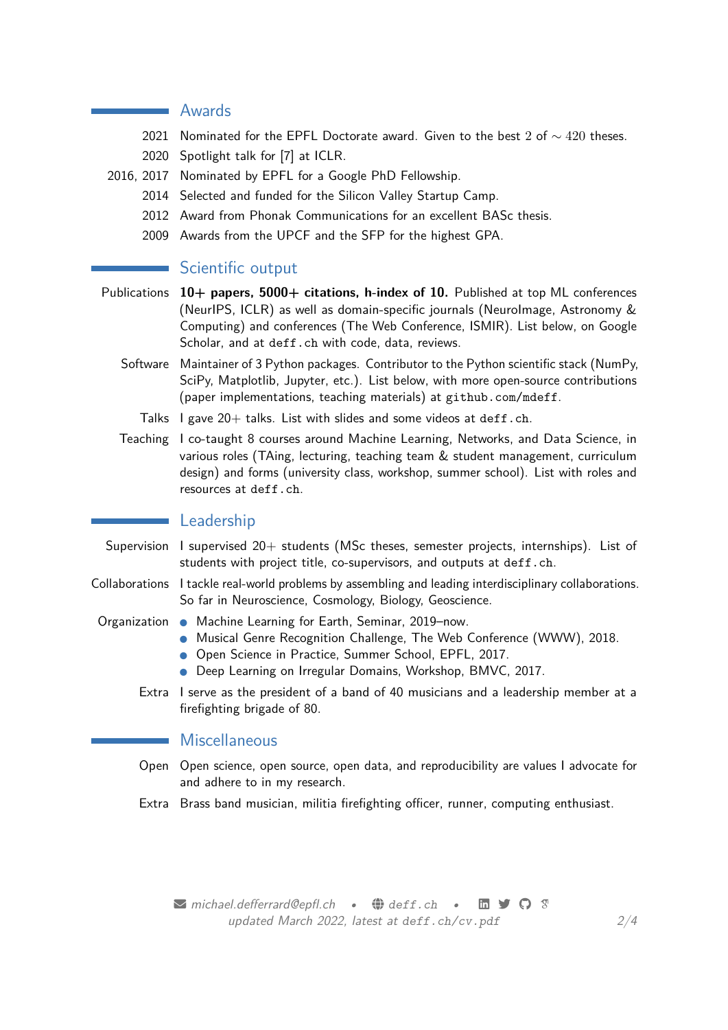## Awards

- **2021** Nominated for the EPFL Doctorate award. Given to the best $2$ of $\sim 420$ theses.
- **2020** Spotlight talk for [7] at ICLR.
- **2016, 2017** Nominated by EPFL for a Google PhD Fellowship.
- **2014** Selected and funded for the Silicon Valley Startup Camp.
- **2012** Award from Phonak Communications for an excellent BASc thesis.
- **2009** Awards from the UPCF and the SFP for the highest GPA.

## Scientific output

**Publications** **10+ papers, 5000+ citations, h-index of 10.** Published at top ML conferences (NeurIPS, ICLR) as well as domain-specific journals (NeuroImage, Astronomy & Computing) and conferences (The Web Conference, ISMIR). List below, on Google Scholar, and at `deff.ch` with code, data, reviews.

**Software** Maintainer of 3 Python packages. Contributor to the Python scientific stack (NumPy, SciPy, Matplotlib, Jupyter, etc.). List below, with more open-source contributions (paper implementations, teaching materials) at `github.com/mdeff`.

**Talks** I gave 20+ talks. List with slides and some videos at `deff.ch`.

**Teaching** I co-taught 8 courses around Machine Learning, Networks, and Data Science, in various roles (TAing, lecturing, teaching team & student management, curriculum design) and forms (university class, workshop, summer school). List with roles and resources at `deff.ch`.

## Leadership

**Supervision** I supervised 20+ students (MSc theses, semester projects, internships). List of students with project title, co-supervisors, and outputs at `deff.ch`.

**Collaborations** I tackle real-world problems by assembling and leading interdisciplinary collaborations. So far in Neuroscience, Cosmology, Biology, Geoscience.

**Organization**

- Machine Learning for Earth, Seminar, 2019–now.
- Musical Genre Recognition Challenge, The Web Conference (WWW), 2018.
- Open Science in Practice, Summer School, EPFL, 2017.
- Deep Learning on Irregular Domains, Workshop, BMVC, 2017.

**Extra** I serve as the president of a band of 40 musicians and a leadership member at a firefighting brigade of 80.

## Miscellaneous

**Open** Open science, open source, open data, and reproducibility are values I advocate for and adhere to in my research.

**Extra** Brass band musician, militia firefighting officer, runner, computing enthusiast.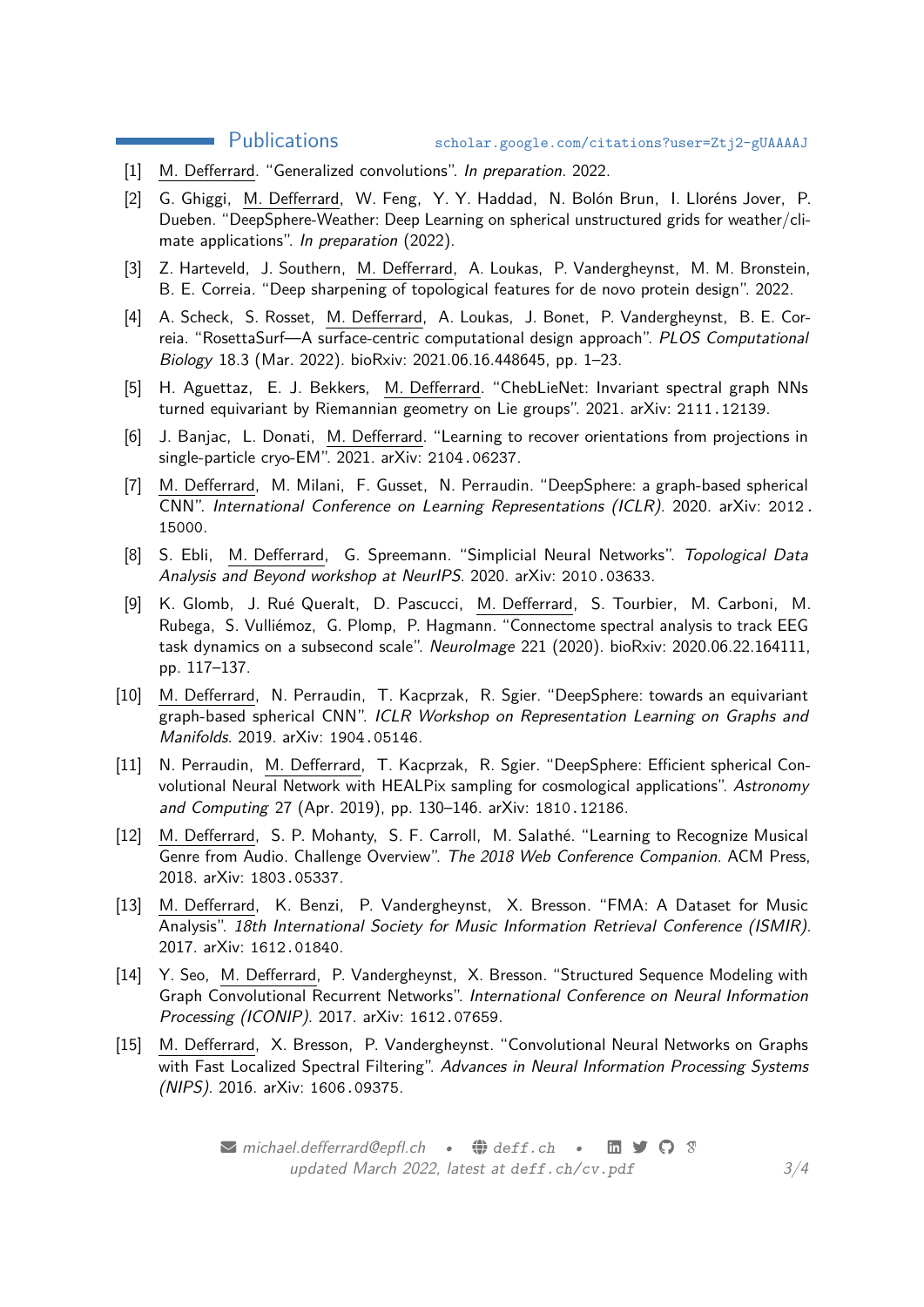## Publications

scholar.google.com/citations?user=Ztj2-gUAAAAJ

[1] M. Defferrard. “Generalized convolutions”. *In preparation*. 2022.

[2] G. Ghiggi, M. Defferrard, W. Feng, Y. Y. Haddad, N. Bolón Brun, I. Lloréns Jover, P. Dueben. “DeepSphere-Weather: Deep Learning on spherical unstructured grids for weather/climate applications”. *In preparation* (2022).

[3] Z. Harteveld, J. Southern, M. Defferrard, A. Loukas, P. Vandergheynst, M. M. Bronstein, B. E. Correia. “Deep sharpening of topological features for de novo protein design”. 2022.

[4] A. Scheck, S. Rosset, M. Defferrard, A. Loukas, J. Bonet, P. Vandergheynst, B. E. Correia. “RosettaSurf—A surface-centric computational design approach”. *PLOS Computational Biology* 18.3 (Mar. 2022). bioRxiv: 2021.06.16.448645, pp. 1–23.

[5] H. Aguettaz, E. J. Bekkers, M. Defferrard. “ChebLieNet: Invariant spectral graph NNs turned equivariant by Riemannian geometry on Lie groups”. 2021. arXiv: 2111.12139.

[6] J. Banjac, L. Donati, M. Defferrard. “Learning to recover orientations from projections in single-particle cryo-EM”. 2021. arXiv: 2104.06237.

[7] M. Defferrard, M. Milani, F. Gusset, N. Perraudin. “DeepSphere: a graph-based spherical CNN”. *International Conference on Learning Representations (ICLR)*. 2020. arXiv: 2012.15000.

[8] S. Ebli, M. Defferrard, G. Spreemann. “Simplicial Neural Networks”. *Topological Data Analysis and Beyond workshop at NeurIPS*. 2020. arXiv: 2010.03633.

[9] K. Glomb, J. Rué Queralt, D. Pascucci, M. Defferrard, S. Tourbier, M. Carboni, M. Rubega, S. Vulliémoz, G. Plomp, P. Hagmann. “Connectome spectral analysis to track EEG task dynamics on a subsecond scale”. *NeuroImage* 221 (2020). bioRxiv: 2020.06.22.164111, pp. 117–137.

[10] M. Defferrard, N. Perraudin, T. Kacprzak, R. Sgier. “DeepSphere: towards an equivariant graph-based spherical CNN”. *ICLR Workshop on Representation Learning on Graphs and Manifolds*. 2019. arXiv: 1904.05146.

[11] N. Perraudin, M. Defferrard, T. Kacprzak, R. Sgier. “DeepSphere: Efficient spherical Convolutional Neural Network with HEALPix sampling for cosmological applications”. *Astronomy and Computing* 27 (Apr. 2019), pp. 130–146. arXiv: 1810.12186.

[12] M. Defferrard, S. P. Mohanty, S. F. Carroll, M. Salathé. “Learning to Recognize Musical Genre from Audio. Challenge Overview”. *The 2018 Web Conference Companion*. ACM Press, 2018. arXiv: 1803.05337.

[13] M. Defferrard, K. Benzi, P. Vandergheynst, X. Bresson. “FMA: A Dataset for Music Analysis”. *18th International Society for Music Information Retrieval Conference (ISMIR)*. 2017. arXiv: 1612.01840.

[14] Y. Seo, M. Defferrard, P. Vandergheynst, X. Bresson. “Structured Sequence Modeling with Graph Convolutional Recurrent Networks”. *International Conference on Neural Information Processing (ICONIP)*. 2017. arXiv: 1612.07659.

[15] M. Defferrard, X. Bresson, P. Vandergheynst. “Convolutional Neural Networks on Graphs with Fast Localized Spectral Filtering”. *Advances in Neural Information Processing Systems (NIPS)*. 2016. arXiv: 1606.09375.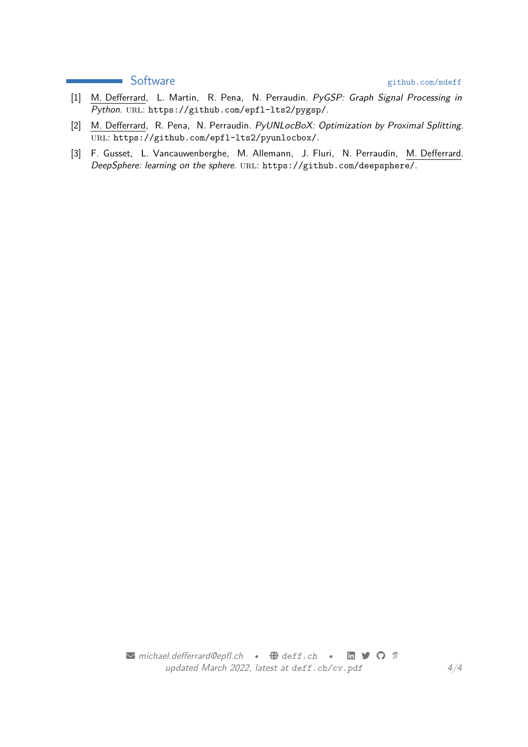## Software

github.com/mdeff

[1] M. Defferrard, L. Martin, R. Pena, N. Perraudin. *PyGSP: Graph Signal Processing in Python*. URL: https://github.com/epfl-lts2/pygsp/.

[2] M. Defferrard, R. Pena, N. Perraudin. *PyUNLocBoX: Optimization by Proximal Splitting*. URL: https://github.com/epfl-lts2/pyunlocbox/.

[3] F. Gusset, L. Vancauwenberghe, M. Allemann, J. Fluri, N. Perraudin, M. Defferrard. *DeepSphere: learning on the sphere*. URL: https://github.com/deepsphere/.